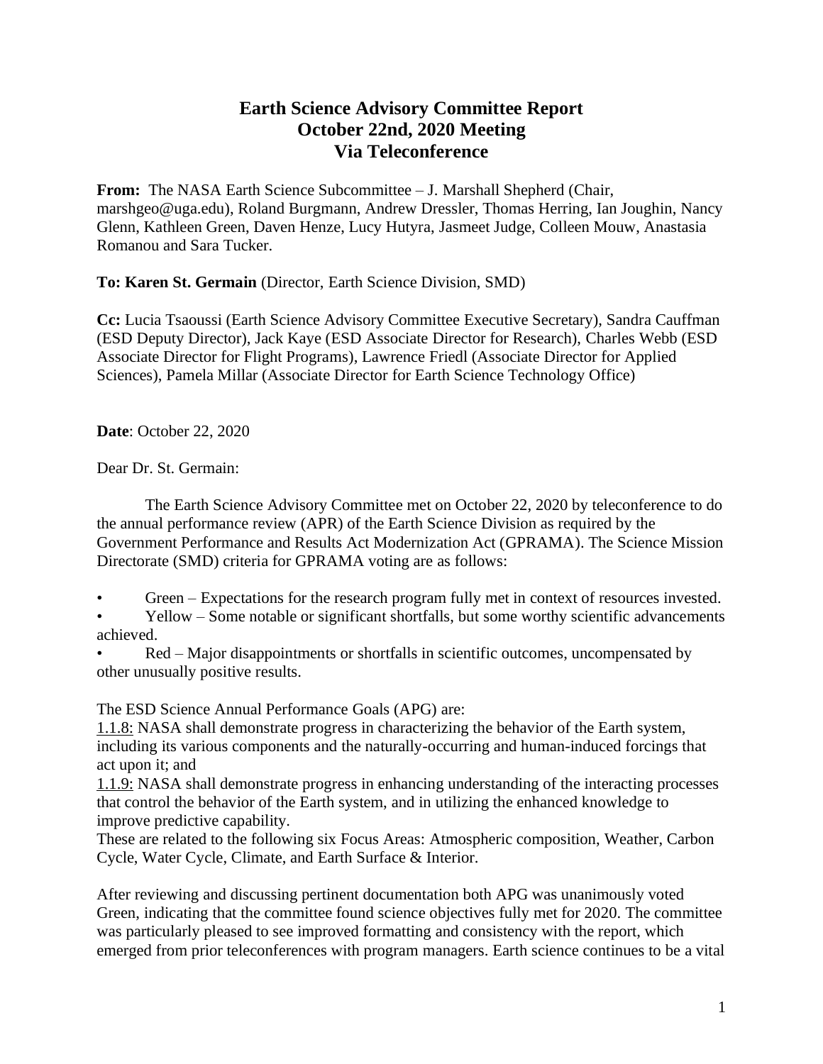# Earth Science Advisory Committee Report
# October 22nd, 2020 Meeting
# Via Teleconference

**From:** The NASA Earth Science Subcommittee – J. Marshall Shepherd (Chair, marshgeo@uga.edu), Roland Burgmann, Andrew Dressler, Thomas Herring, Ian Joughin, Nancy Glenn, Kathleen Green, Daven Henze, Lucy Hutyra, Jasmeet Judge, Colleen Mouw, Anastasia Romanou and Sara Tucker.

**To: Karen St. Germain** (Director, Earth Science Division, SMD)

**Cc:** Lucia Tsaoussi (Earth Science Advisory Committee Executive Secretary), Sandra Cauffman (ESD Deputy Director), Jack Kaye (ESD Associate Director for Research), Charles Webb (ESD Associate Director for Flight Programs), Lawrence Friedl (Associate Director for Applied Sciences), Pamela Millar (Associate Director for Earth Science Technology Office)

**Date**: October 22, 2020

Dear Dr. St. Germain:

The Earth Science Advisory Committee met on October 22, 2020 by teleconference to do the annual performance review (APR) of the Earth Science Division as required by the Government Performance and Results Act Modernization Act (GPRAMA). The Science Mission Directorate (SMD) criteria for GPRAMA voting are as follows:

- Green – Expectations for the research program fully met in context of resources invested.
- Yellow – Some notable or significant shortfalls, but some worthy scientific advancements achieved.
- Red – Major disappointments or shortfalls in scientific outcomes, uncompensated by other unusually positive results.

The ESD Science Annual Performance Goals (APG) are:

<u>1.1.8:</u> NASA shall demonstrate progress in characterizing the behavior of the Earth system, including its various components and the naturally-occurring and human-induced forcings that act upon it; and

<u>1.1.9:</u> NASA shall demonstrate progress in enhancing understanding of the interacting processes that control the behavior of the Earth system, and in utilizing the enhanced knowledge to improve predictive capability.

These are related to the following six Focus Areas: Atmospheric composition, Weather, Carbon Cycle, Water Cycle, Climate, and Earth Surface & Interior.

After reviewing and discussing pertinent documentation both APG was unanimously voted Green, indicating that the committee found science objectives fully met for 2020. The committee was particularly pleased to see improved formatting and consistency with the report, which emerged from prior teleconferences with program managers. Earth science continues to be a vital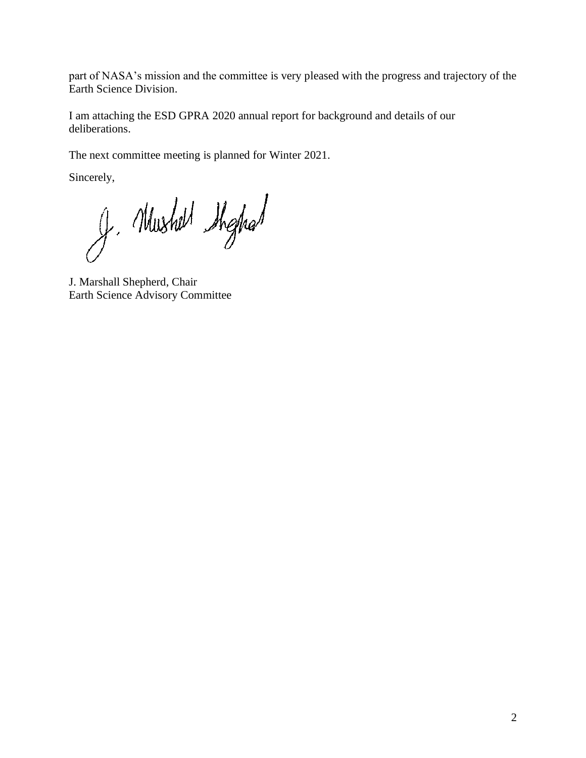part of NASA's mission and the committee is very pleased with the progress and trajectory of the Earth Science Division.

I am attaching the ESD GPRA 2020 annual report for background and details of our deliberations.

The next committee meeting is planned for Winter 2021.

Sincerely,

J. Marshall Shepherd, Chair
Earth Science Advisory Committee